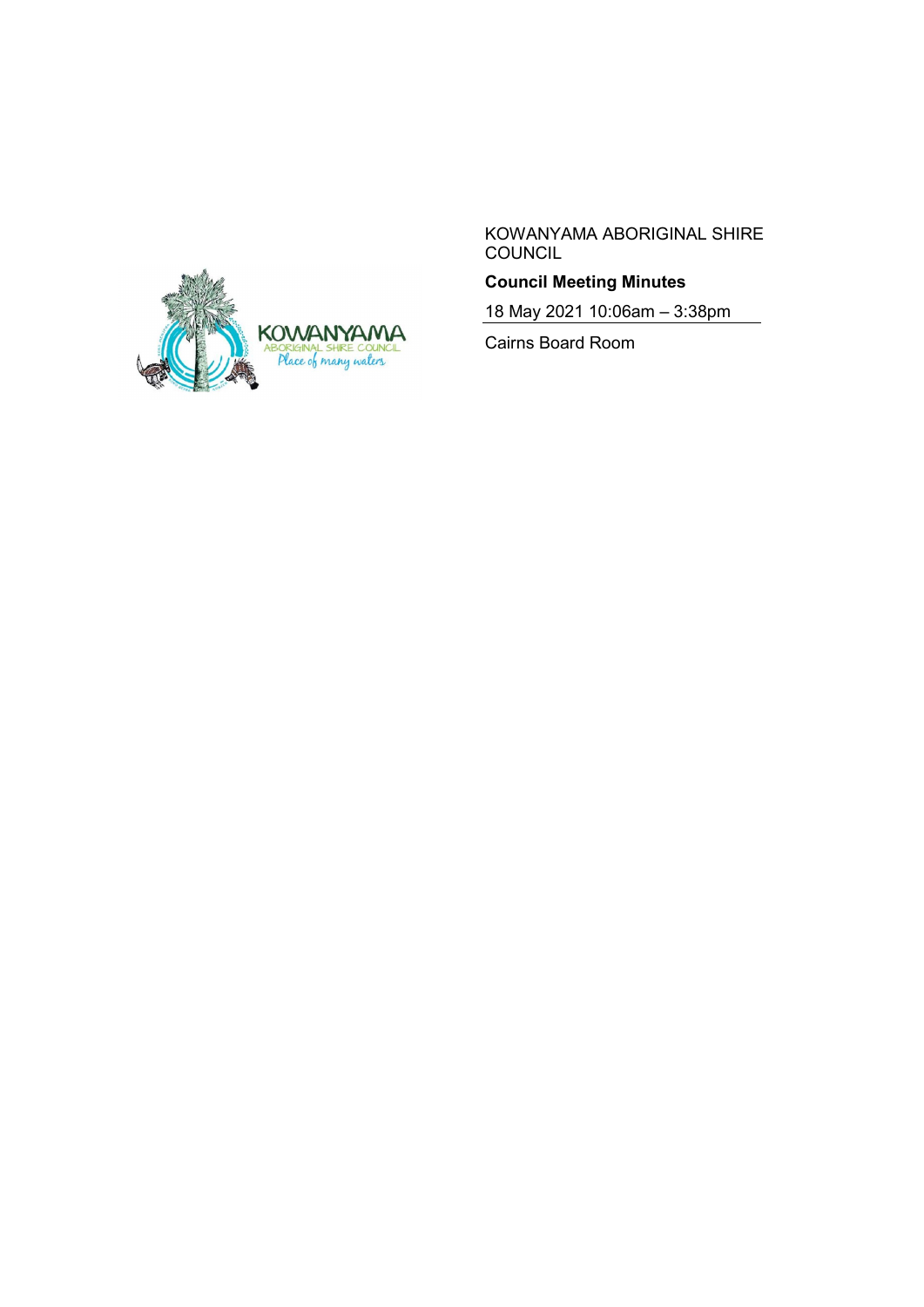KOWANYAMA ABORIGINAL SHIRE COUNCIL

**Council Meeting Minutes**

18 May 2021 10:06am – 3:38pm

Cairns Board Room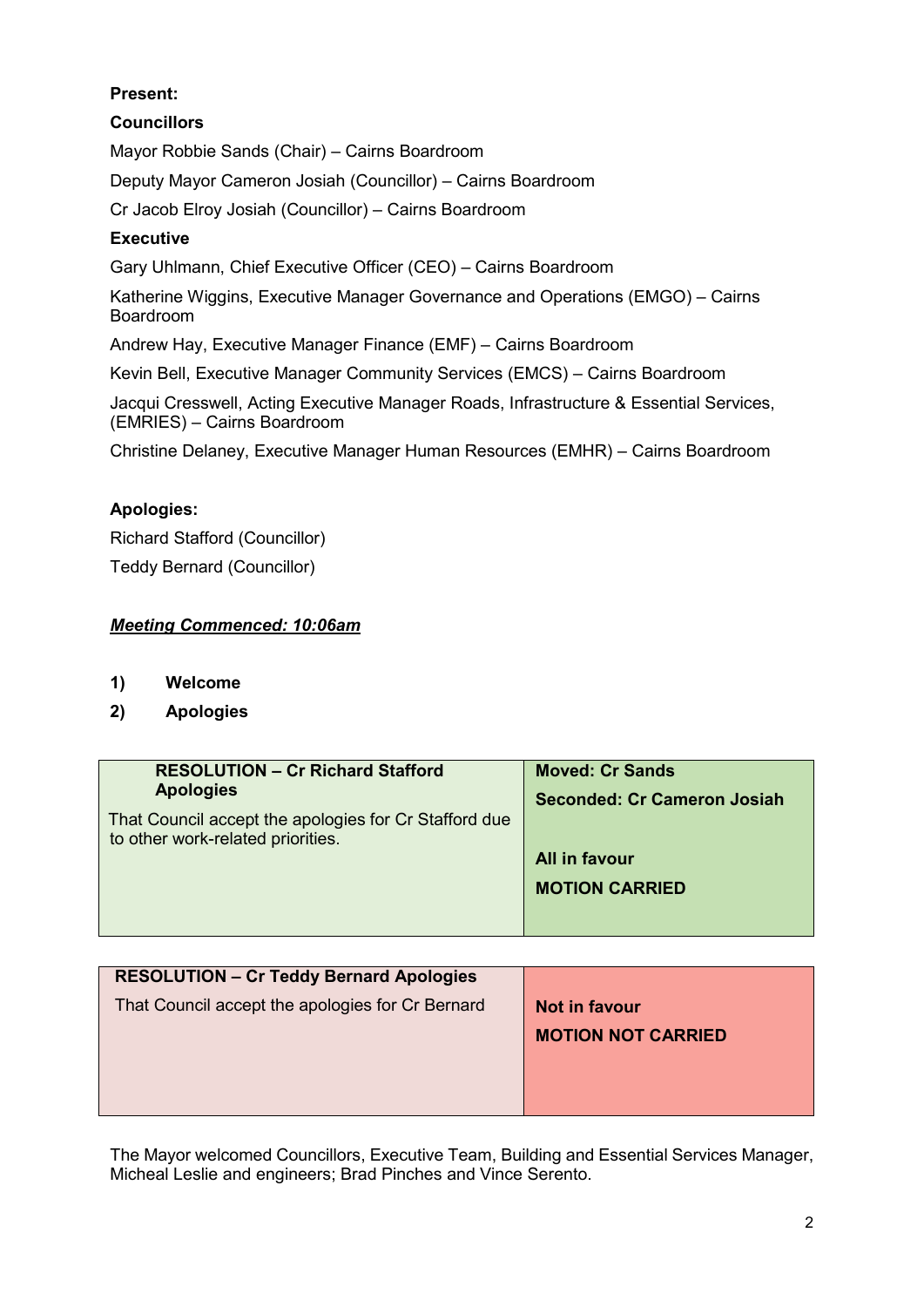**Present:**

**Councillors**

Mayor Robbie Sands (Chair) – Cairns Boardroom

Deputy Mayor Cameron Josiah (Councillor) – Cairns Boardroom

Cr Jacob Elroy Josiah (Councillor) – Cairns Boardroom

**Executive**

Gary Uhlmann, Chief Executive Officer (CEO) – Cairns Boardroom

Katherine Wiggins, Executive Manager Governance and Operations (EMGO) – Cairns Boardroom

Andrew Hay, Executive Manager Finance (EMF) – Cairns Boardroom

Kevin Bell, Executive Manager Community Services (EMCS) – Cairns Boardroom

Jacqui Cresswell, Acting Executive Manager Roads, Infrastructure & Essential Services, (EMRIES) – Cairns Boardroom

Christine Delaney, Executive Manager Human Resources (EMHR) – Cairns Boardroom

**Apologies:**

Richard Stafford (Councillor)

Teddy Bernard (Councillor)

***Meeting Commenced: 10:06am***

1) **Welcome**
2) **Apologies**

| **RESOLUTION – Cr Richard Stafford Apologies**<br>That Council accept the apologies for Cr Stafford due to other work-related priorities. | **Moved: Cr Sands**<br>**Seconded: Cr Cameron Josiah**<br><br>**All in favour**<br>**MOTION CARRIED** |
|---|---|

| **RESOLUTION – Cr Teddy Bernard Apologies**<br>That Council accept the apologies for Cr Bernard | **Not in favour**<br>**MOTION NOT CARRIED** |
|---|---|

The Mayor welcomed Councillors, Executive Team, Building and Essential Services Manager, Micheal Leslie and engineers; Brad Pinches and Vince Serento.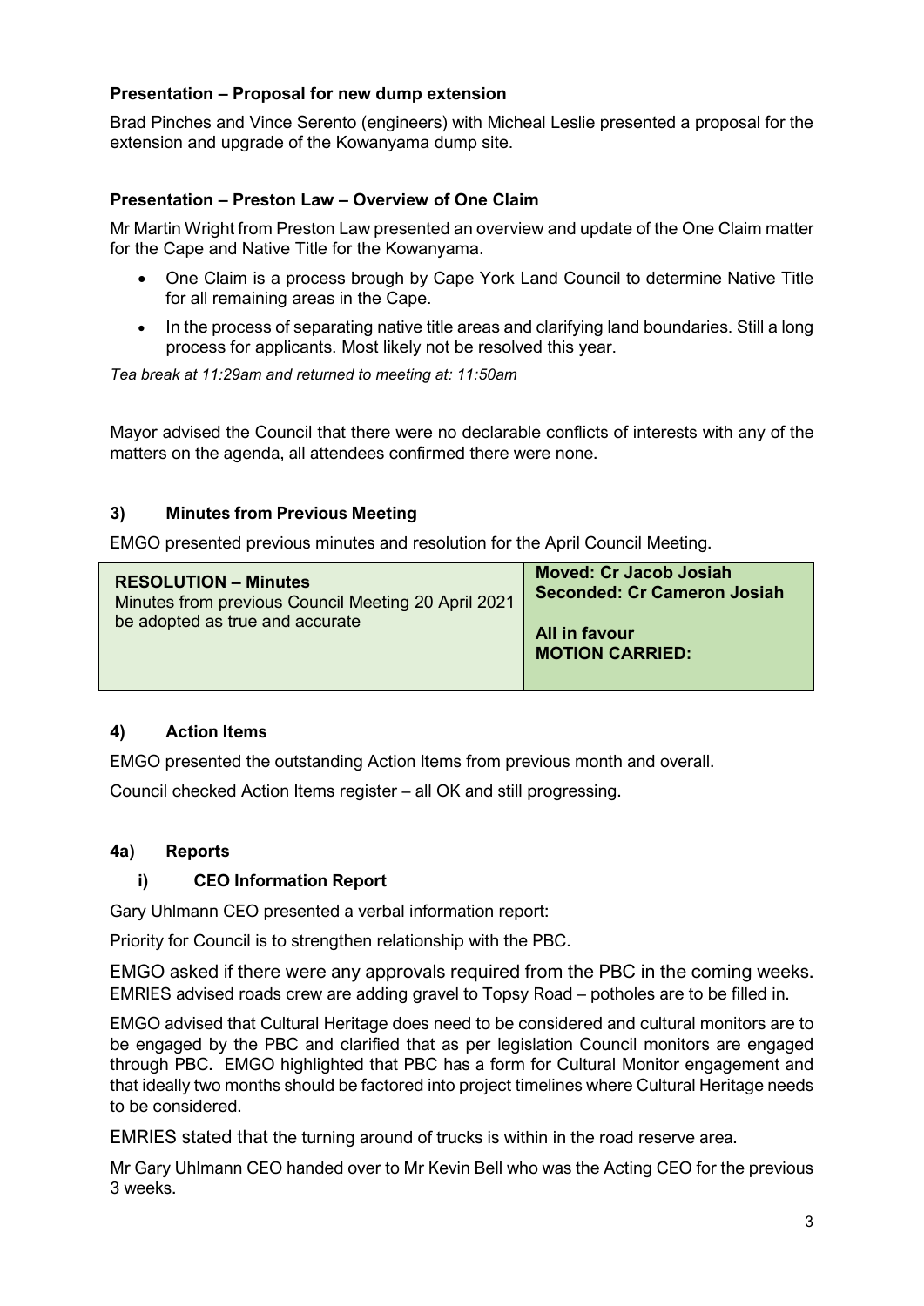**Presentation – Proposal for new dump extension**

Brad Pinches and Vince Serento (engineers) with Micheal Leslie presented a proposal for the extension and upgrade of the Kowanyama dump site.

**Presentation – Preston Law – Overview of One Claim**

Mr Martin Wright from Preston Law presented an overview and update of the One Claim matter for the Cape and Native Title for the Kowanyama.

- One Claim is a process brough by Cape York Land Council to determine Native Title for all remaining areas in the Cape.
- In the process of separating native title areas and clarifying land boundaries. Still a long process for applicants. Most likely not be resolved this year.

*Tea break at 11:29am and returned to meeting at: 11:50am*

Mayor advised the Council that there were no declarable conflicts of interests with any of the matters on the agenda, all attendees confirmed there were none.

## 3) Minutes from Previous Meeting

EMGO presented previous minutes and resolution for the April Council Meeting.

| **RESOLUTION – Minutes**<br>Minutes from previous Council Meeting 20 April 2021 be adopted as true and accurate | **Moved: Cr Jacob Josiah**<br>**Seconded: Cr Cameron Josiah**<br><br>**All in favour**<br>**MOTION CARRIED:** |
|---|---|

## 4) Action Items

EMGO presented the outstanding Action Items from previous month and overall.

Council checked Action Items register – all OK and still progressing.

## 4a) Reports

### i) CEO Information Report

Gary Uhlmann CEO presented a verbal information report:

Priority for Council is to strengthen relationship with the PBC.

EMGO asked if there were any approvals required from the PBC in the coming weeks.
EMRIES advised roads crew are adding gravel to Topsy Road – potholes are to be filled in.

EMGO advised that Cultural Heritage does need to be considered and cultural monitors are to be engaged by the PBC and clarified that as per legislation Council monitors are engaged through PBC. EMGO highlighted that PBC has a form for Cultural Monitor engagement and that ideally two months should be factored into project timelines where Cultural Heritage needs to be considered.

EMRIES stated that the turning around of trucks is within in the road reserve area.

Mr Gary Uhlmann CEO handed over to Mr Kevin Bell who was the Acting CEO for the previous 3 weeks.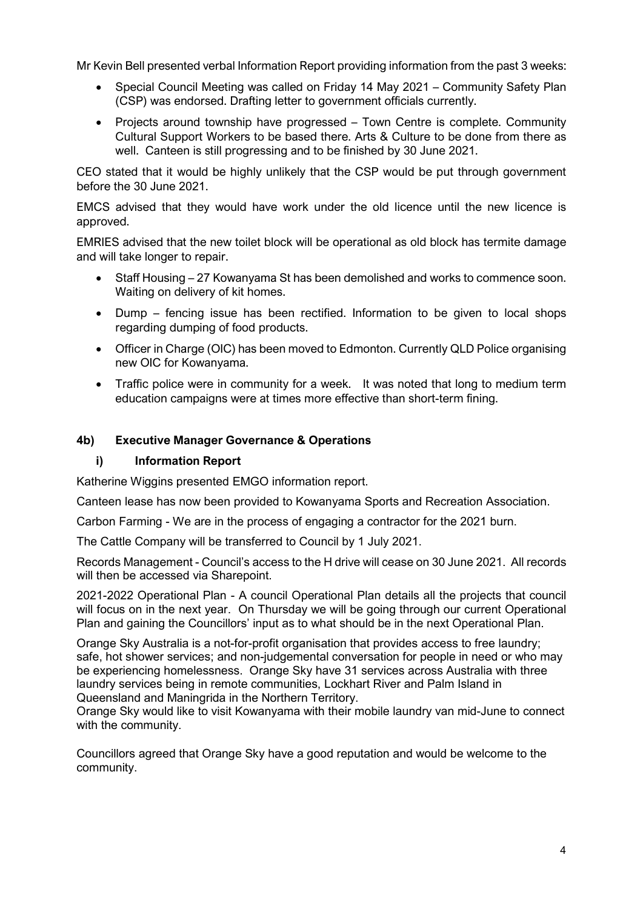Mr Kevin Bell presented verbal Information Report providing information from the past 3 weeks:

- Special Council Meeting was called on Friday 14 May 2021 – Community Safety Plan (CSP) was endorsed. Drafting letter to government officials currently.
- Projects around township have progressed – Town Centre is complete. Community Cultural Support Workers to be based there. Arts & Culture to be done from there as well. Canteen is still progressing and to be finished by 30 June 2021.

CEO stated that it would be highly unlikely that the CSP would be put through government before the 30 June 2021.

EMCS advised that they would have work under the old licence until the new licence is approved.

EMRIES advised that the new toilet block will be operational as old block has termite damage and will take longer to repair.

- Staff Housing – 27 Kowanyama St has been demolished and works to commence soon. Waiting on delivery of kit homes.
- Dump – fencing issue has been rectified. Information to be given to local shops regarding dumping of food products.
- Officer in Charge (OIC) has been moved to Edmonton. Currently QLD Police organising new OIC for Kowanyama.
- Traffic police were in community for a week. It was noted that long to medium term education campaigns were at times more effective than short-term fining.

### 4b) Executive Manager Governance & Operations

#### i) Information Report

Katherine Wiggins presented EMGO information report.

Canteen lease has now been provided to Kowanyama Sports and Recreation Association.

Carbon Farming - We are in the process of engaging a contractor for the 2021 burn.

The Cattle Company will be transferred to Council by 1 July 2021.

Records Management - Council's access to the H drive will cease on 30 June 2021. All records will then be accessed via Sharepoint.

2021-2022 Operational Plan - A council Operational Plan details all the projects that council will focus on in the next year. On Thursday we will be going through our current Operational Plan and gaining the Councillors' input as to what should be in the next Operational Plan.

Orange Sky Australia is a not-for-profit organisation that provides access to free laundry; safe, hot shower services; and non-judgemental conversation for people in need or who may be experiencing homelessness. Orange Sky have 31 services across Australia with three laundry services being in remote communities, Lockhart River and Palm Island in Queensland and Maningrida in the Northern Territory.
Orange Sky would like to visit Kowanyama with their mobile laundry van mid-June to connect with the community.

Councillors agreed that Orange Sky have a good reputation and would be welcome to the community.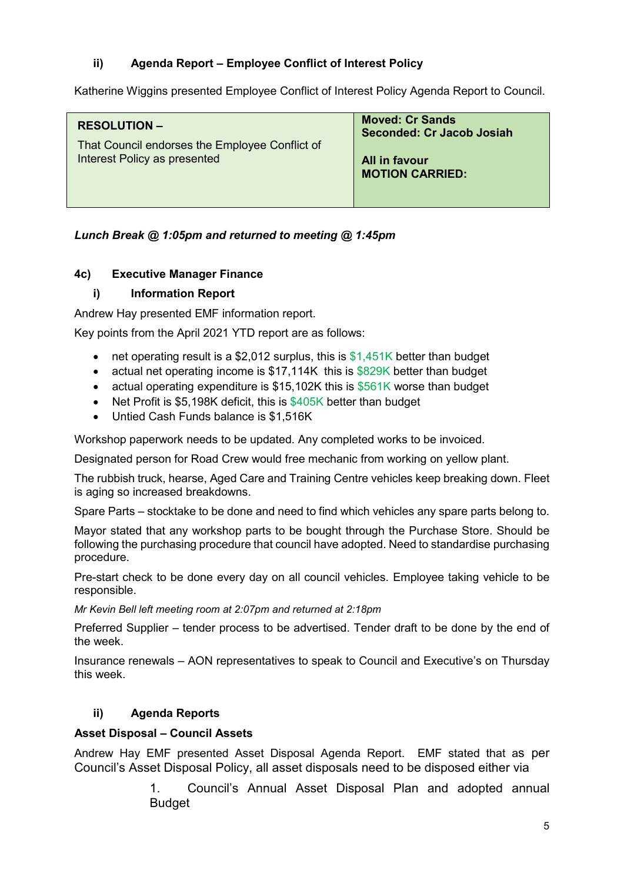### ii) Agenda Report – Employee Conflict of Interest Policy

Katherine Wiggins presented Employee Conflict of Interest Policy Agenda Report to Council.

| **RESOLUTION –** That Council endorses the Employee Conflict of Interest Policy as presented | **Moved: Cr Sands** **Seconded: Cr Jacob Josiah** **All in favour** **MOTION CARRIED:** |
| --- | --- |

***Lunch Break @ 1:05pm and returned to meeting @ 1:45pm***

### 4c) Executive Manager Finance

#### i) Information Report

Andrew Hay presented EMF information report.

Key points from the April 2021 YTD report are as follows:

- net operating result is a $2,012 surplus, this is $1,451K better than budget
- actual net operating income is $17,114K this is $829K better than budget
- actual operating expenditure is $15,102K this is $561K worse than budget
- Net Profit is $5,198K deficit, this is $405K better than budget
- Untied Cash Funds balance is $1,516K

Workshop paperwork needs to be updated. Any completed works to be invoiced.

Designated person for Road Crew would free mechanic from working on yellow plant.

The rubbish truck, hearse, Aged Care and Training Centre vehicles keep breaking down. Fleet is aging so increased breakdowns.

Spare Parts – stocktake to be done and need to find which vehicles any spare parts belong to.

Mayor stated that any workshop parts to be bought through the Purchase Store. Should be following the purchasing procedure that council have adopted. Need to standardise purchasing procedure.

Pre-start check to be done every day on all council vehicles. Employee taking vehicle to be responsible.

*Mr Kevin Bell left meeting room at 2:07pm and returned at 2:18pm*

Preferred Supplier – tender process to be advertised. Tender draft to be done by the end of the week.

Insurance renewals – AON representatives to speak to Council and Executive's on Thursday this week.

#### ii) Agenda Reports

**Asset Disposal – Council Assets**

Andrew Hay EMF presented Asset Disposal Agenda Report. EMF stated that as per Council's Asset Disposal Policy, all asset disposals need to be disposed either via

1. Council's Annual Asset Disposal Plan and adopted annual Budget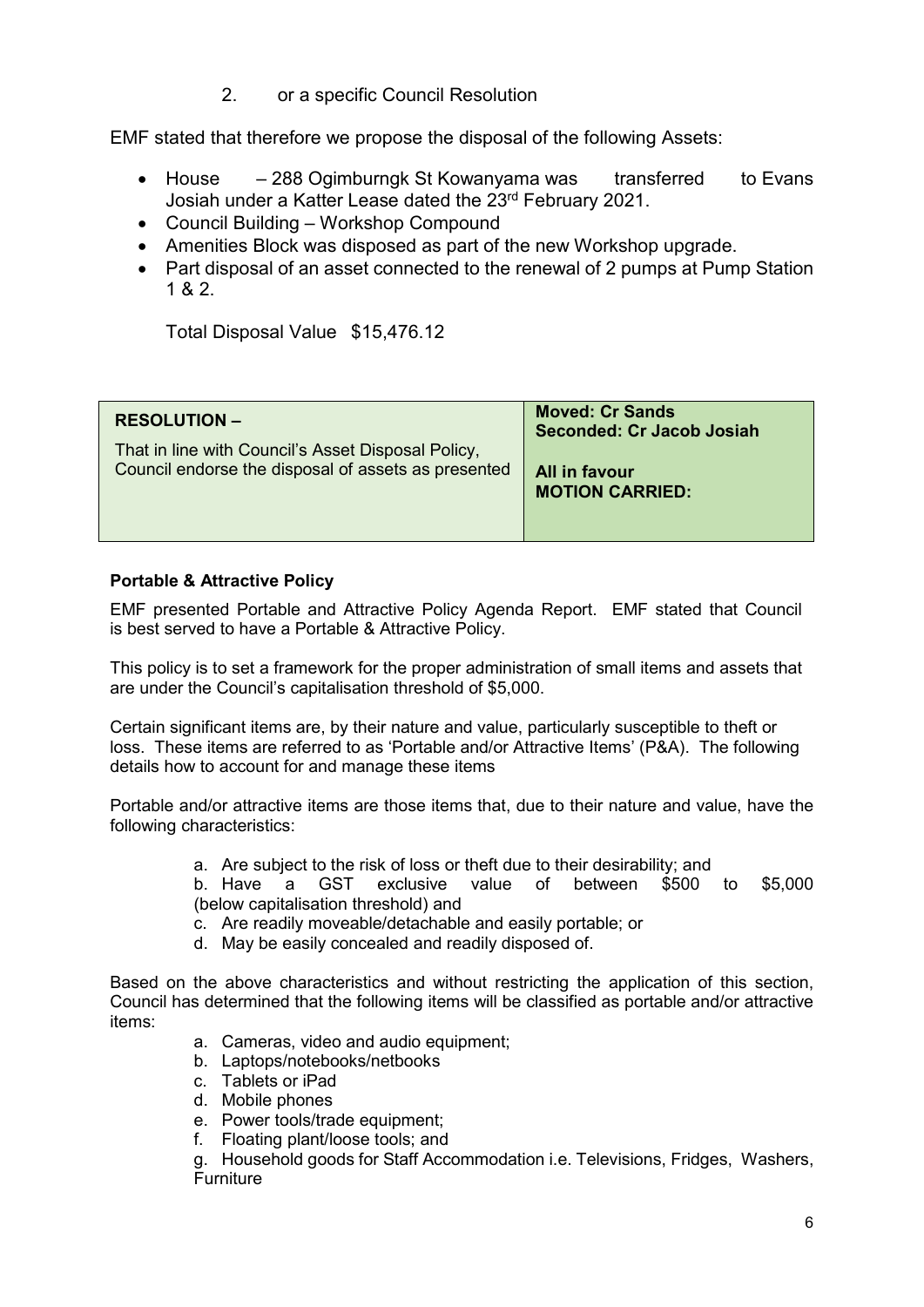2. or a specific Council Resolution

EMF stated that therefore we propose the disposal of the following Assets:

- House – 288 Ogimburngk St Kowanyama was transferred to Evans Josiah under a Katter Lease dated the 23rd February 2021.
- Council Building – Workshop Compound
- Amenities Block was disposed as part of the new Workshop upgrade.
- Part disposal of an asset connected to the renewal of 2 pumps at Pump Station 1 & 2.

Total Disposal Value $15,476.12

| **RESOLUTION –** That in line with Council's Asset Disposal Policy, Council endorse the disposal of assets as presented | **Moved: Cr Sands** **Seconded: Cr Jacob Josiah** **All in favour** **MOTION CARRIED:** |
|---|---|

**Portable & Attractive Policy**

EMF presented Portable and Attractive Policy Agenda Report. EMF stated that Council is best served to have a Portable & Attractive Policy.

This policy is to set a framework for the proper administration of small items and assets that are under the Council's capitalisation threshold of $5,000.

Certain significant items are, by their nature and value, particularly susceptible to theft or loss. These items are referred to as 'Portable and/or Attractive Items' (P&A). The following details how to account for and manage these items

Portable and/or attractive items are those items that, due to their nature and value, have the following characteristics:

a. Are subject to the risk of loss or theft due to their desirability; and
b. Have a GST exclusive value of between $500 to $5,000 (below capitalisation threshold) and
c. Are readily moveable/detachable and easily portable; or
d. May be easily concealed and readily disposed of.

Based on the above characteristics and without restricting the application of this section, Council has determined that the following items will be classified as portable and/or attractive items:

a. Cameras, video and audio equipment;
b. Laptops/notebooks/netbooks
c. Tablets or iPad
d. Mobile phones
e. Power tools/trade equipment;
f. Floating plant/loose tools; and
g. Household goods for Staff Accommodation i.e. Televisions, Fridges, Washers, Furniture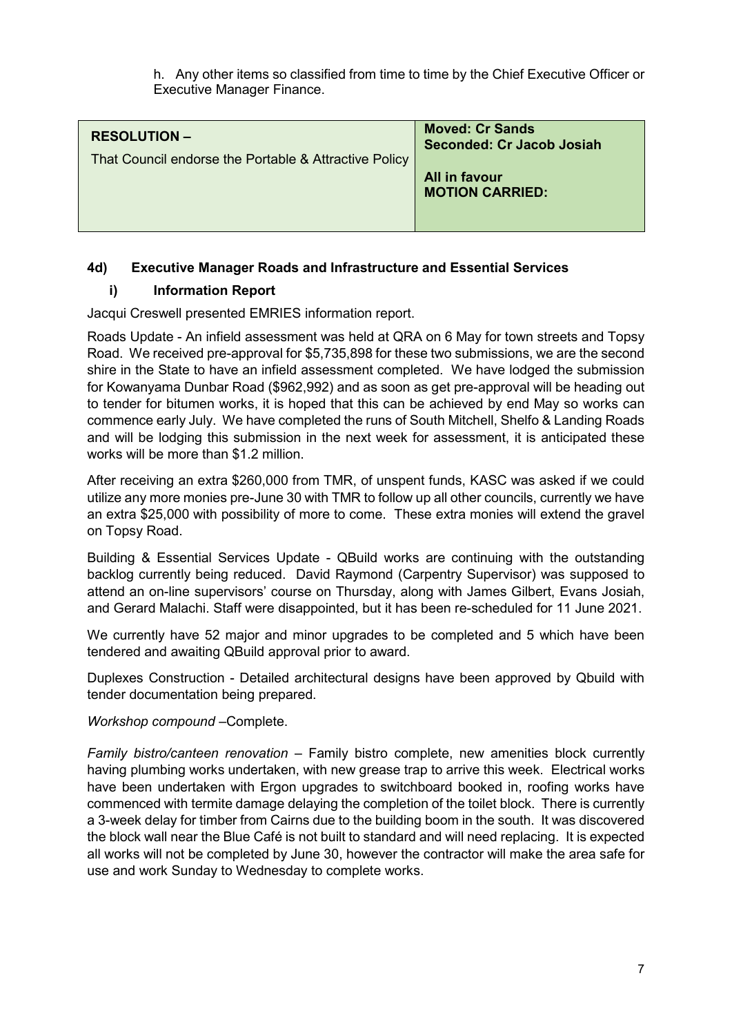h. Any other items so classified from time to time by the Chief Executive Officer or Executive Manager Finance.

| **RESOLUTION –** That Council endorse the Portable & Attractive Policy | **Moved: Cr Sands** **Seconded: Cr Jacob Josiah** **All in favour** **MOTION CARRIED:** |
|---|---|

#### 4d) Executive Manager Roads and Infrastructure and Essential Services

##### i) Information Report

Jacqui Creswell presented EMRIES information report.

Roads Update - An infield assessment was held at QRA on 6 May for town streets and Topsy Road. We received pre-approval for $5,735,898 for these two submissions, we are the second shire in the State to have an infield assessment completed. We have lodged the submission for Kowanyama Dunbar Road ($962,992) and as soon as get pre-approval will be heading out to tender for bitumen works, it is hoped that this can be achieved by end May so works can commence early July. We have completed the runs of South Mitchell, Shelfo & Landing Roads and will be lodging this submission in the next week for assessment, it is anticipated these works will be more than $1.2 million.

After receiving an extra $260,000 from TMR, of unspent funds, KASC was asked if we could utilize any more monies pre-June 30 with TMR to follow up all other councils, currently we have an extra $25,000 with possibility of more to come. These extra monies will extend the gravel on Topsy Road.

Building & Essential Services Update - QBuild works are continuing with the outstanding backlog currently being reduced. David Raymond (Carpentry Supervisor) was supposed to attend an on-line supervisors' course on Thursday, along with James Gilbert, Evans Josiah, and Gerard Malachi. Staff were disappointed, but it has been re-scheduled for 11 June 2021.

We currently have 52 major and minor upgrades to be completed and 5 which have been tendered and awaiting QBuild approval prior to award.

Duplexes Construction - Detailed architectural designs have been approved by Qbuild with tender documentation being prepared.

*Workshop compound* –Complete.

*Family bistro/canteen renovation* – Family bistro complete, new amenities block currently having plumbing works undertaken, with new grease trap to arrive this week. Electrical works have been undertaken with Ergon upgrades to switchboard booked in, roofing works have commenced with termite damage delaying the completion of the toilet block. There is currently a 3-week delay for timber from Cairns due to the building boom in the south. It was discovered the block wall near the Blue Café is not built to standard and will need replacing. It is expected all works will not be completed by June 30, however the contractor will make the area safe for use and work Sunday to Wednesday to complete works.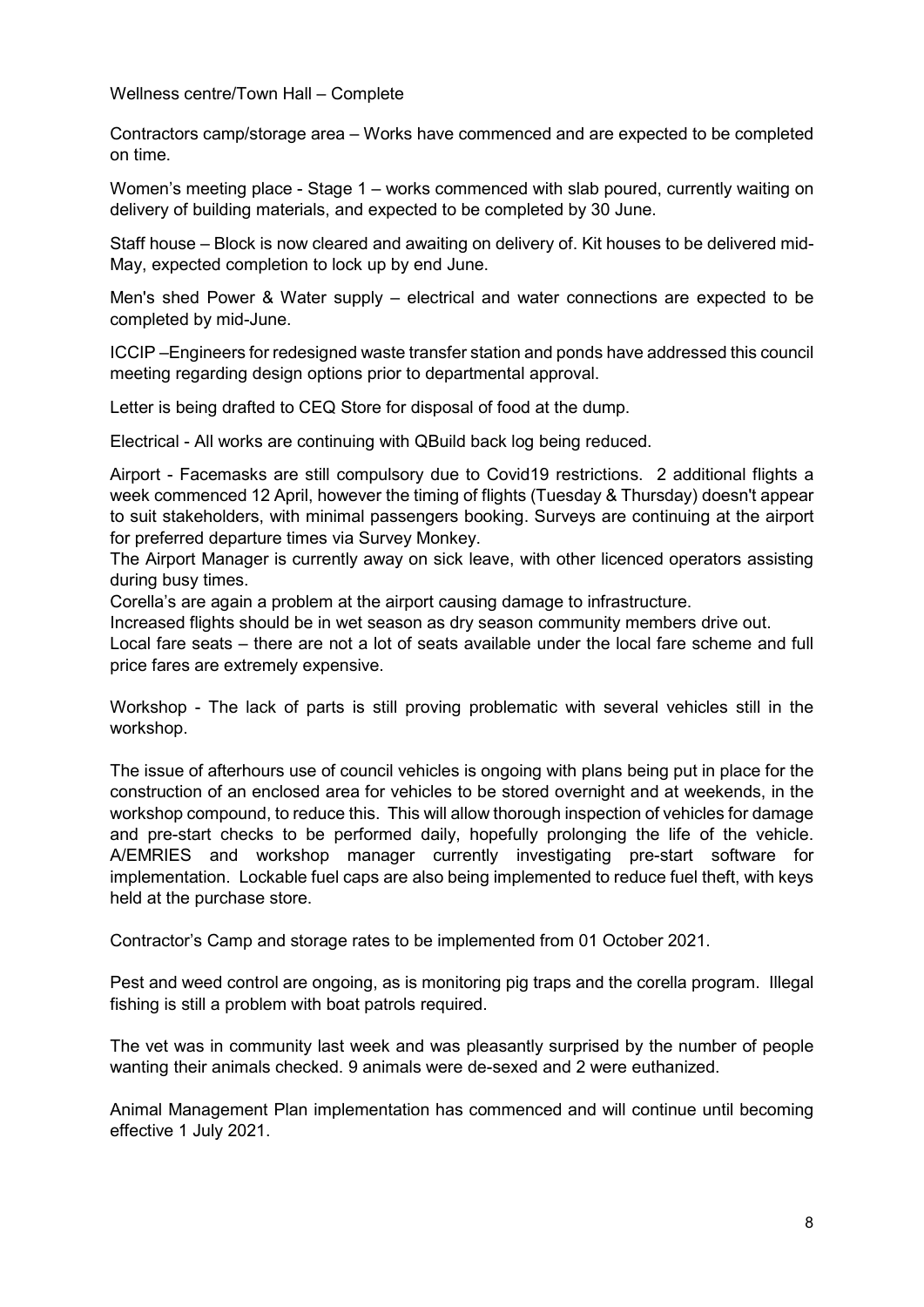Wellness centre/Town Hall – Complete

Contractors camp/storage area – Works have commenced and are expected to be completed on time.

Women's meeting place - Stage 1 – works commenced with slab poured, currently waiting on delivery of building materials, and expected to be completed by 30 June.

Staff house – Block is now cleared and awaiting on delivery of. Kit houses to be delivered mid-May, expected completion to lock up by end June.

Men's shed Power & Water supply – electrical and water connections are expected to be completed by mid-June.

ICCIP –Engineers for redesigned waste transfer station and ponds have addressed this council meeting regarding design options prior to departmental approval.

Letter is being drafted to CEQ Store for disposal of food at the dump.

Electrical - All works are continuing with QBuild back log being reduced.

Airport - Facemasks are still compulsory due to Covid19 restrictions. 2 additional flights a week commenced 12 April, however the timing of flights (Tuesday & Thursday) doesn't appear to suit stakeholders, with minimal passengers booking. Surveys are continuing at the airport for preferred departure times via Survey Monkey.
The Airport Manager is currently away on sick leave, with other licenced operators assisting during busy times.
Corella's are again a problem at the airport causing damage to infrastructure.
Increased flights should be in wet season as dry season community members drive out.
Local fare seats – there are not a lot of seats available under the local fare scheme and full price fares are extremely expensive.

Workshop - The lack of parts is still proving problematic with several vehicles still in the workshop.

The issue of afterhours use of council vehicles is ongoing with plans being put in place for the construction of an enclosed area for vehicles to be stored overnight and at weekends, in the workshop compound, to reduce this. This will allow thorough inspection of vehicles for damage and pre-start checks to be performed daily, hopefully prolonging the life of the vehicle. A/EMRIES and workshop manager currently investigating pre-start software for implementation. Lockable fuel caps are also being implemented to reduce fuel theft, with keys held at the purchase store.

Contractor's Camp and storage rates to be implemented from 01 October 2021.

Pest and weed control are ongoing, as is monitoring pig traps and the corella program. Illegal fishing is still a problem with boat patrols required.

The vet was in community last week and was pleasantly surprised by the number of people wanting their animals checked. 9 animals were de-sexed and 2 were euthanized.

Animal Management Plan implementation has commenced and will continue until becoming effective 1 July 2021.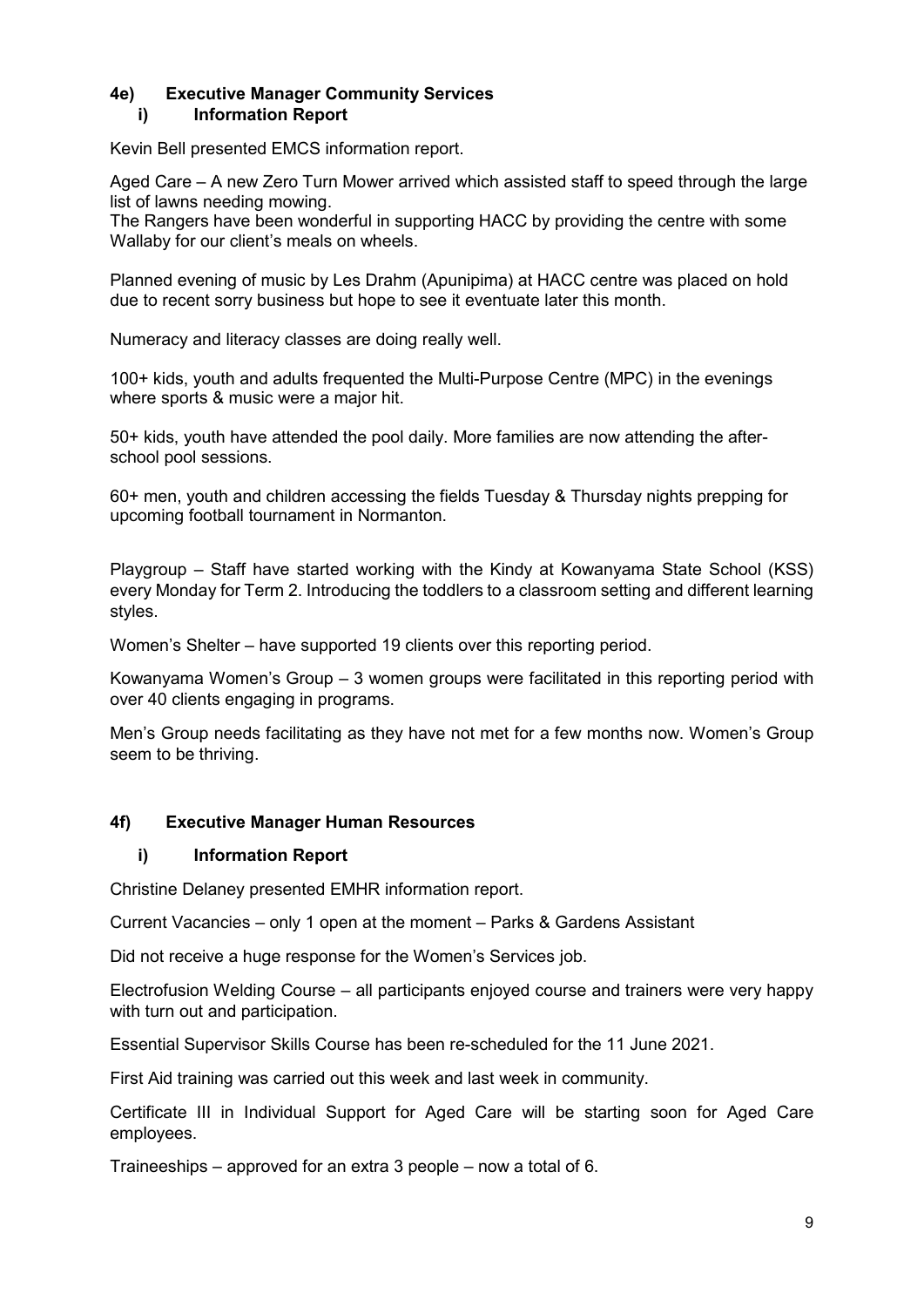## 4e) Executive Manager Community Services

### i) Information Report

Kevin Bell presented EMCS information report.

Aged Care – A new Zero Turn Mower arrived which assisted staff to speed through the large list of lawns needing mowing.
The Rangers have been wonderful in supporting HACC by providing the centre with some Wallaby for our client's meals on wheels.

Planned evening of music by Les Drahm (Apunipima) at HACC centre was placed on hold due to recent sorry business but hope to see it eventuate later this month.

Numeracy and literacy classes are doing really well.

100+ kids, youth and adults frequented the Multi-Purpose Centre (MPC) in the evenings where sports & music were a major hit.

50+ kids, youth have attended the pool daily. More families are now attending the after-school pool sessions.

60+ men, youth and children accessing the fields Tuesday & Thursday nights prepping for upcoming football tournament in Normanton.

Playgroup – Staff have started working with the Kindy at Kowanyama State School (KSS) every Monday for Term 2. Introducing the toddlers to a classroom setting and different learning styles.

Women's Shelter – have supported 19 clients over this reporting period.

Kowanyama Women's Group – 3 women groups were facilitated in this reporting period with over 40 clients engaging in programs.

Men's Group needs facilitating as they have not met for a few months now. Women's Group seem to be thriving.

## 4f) Executive Manager Human Resources

### i) Information Report

Christine Delaney presented EMHR information report.

Current Vacancies – only 1 open at the moment – Parks & Gardens Assistant

Did not receive a huge response for the Women's Services job.

Electrofusion Welding Course – all participants enjoyed course and trainers were very happy with turn out and participation.

Essential Supervisor Skills Course has been re-scheduled for the 11 June 2021.

First Aid training was carried out this week and last week in community.

Certificate III in Individual Support for Aged Care will be starting soon for Aged Care employees.

Traineeships – approved for an extra 3 people – now a total of 6.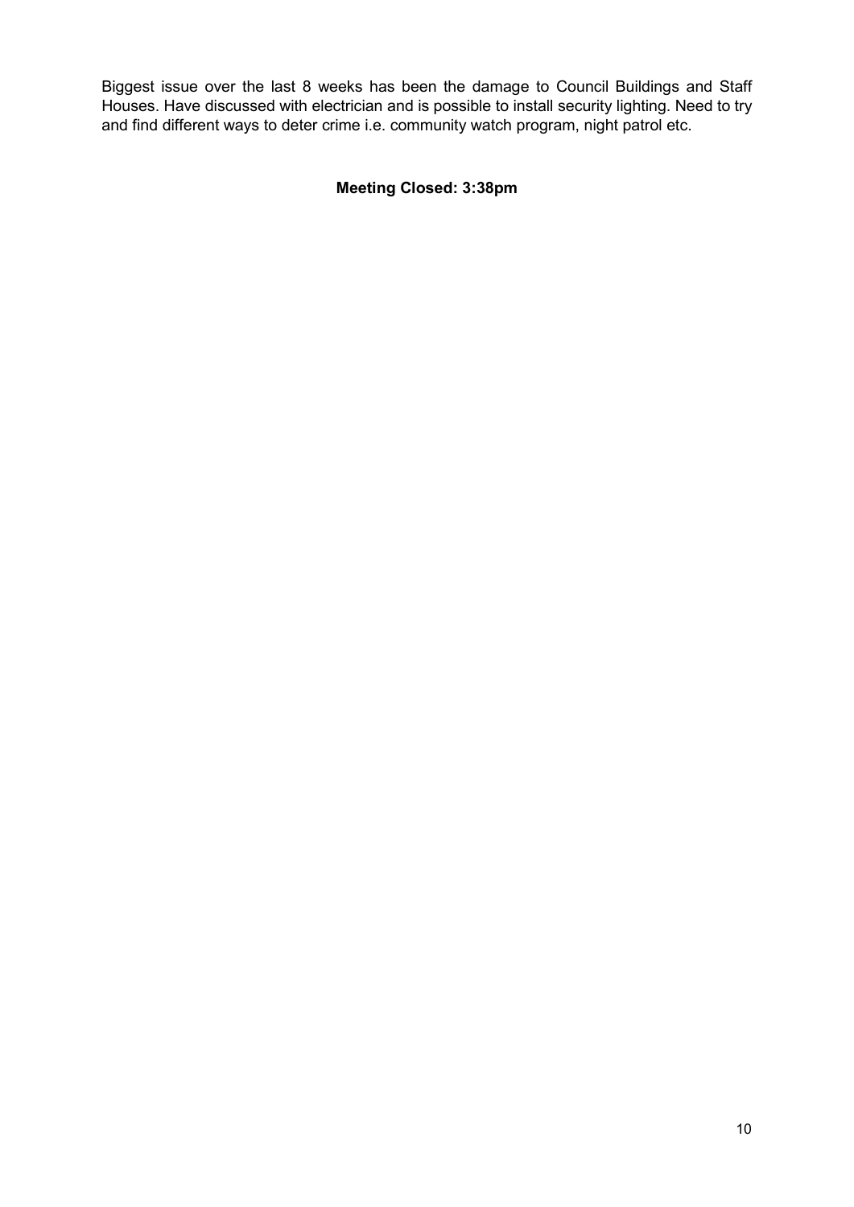Biggest issue over the last 8 weeks has been the damage to Council Buildings and Staff Houses. Have discussed with electrician and is possible to install security lighting. Need to try and find different ways to deter crime i.e. community watch program, night patrol etc.

**Meeting Closed: 3:38pm**